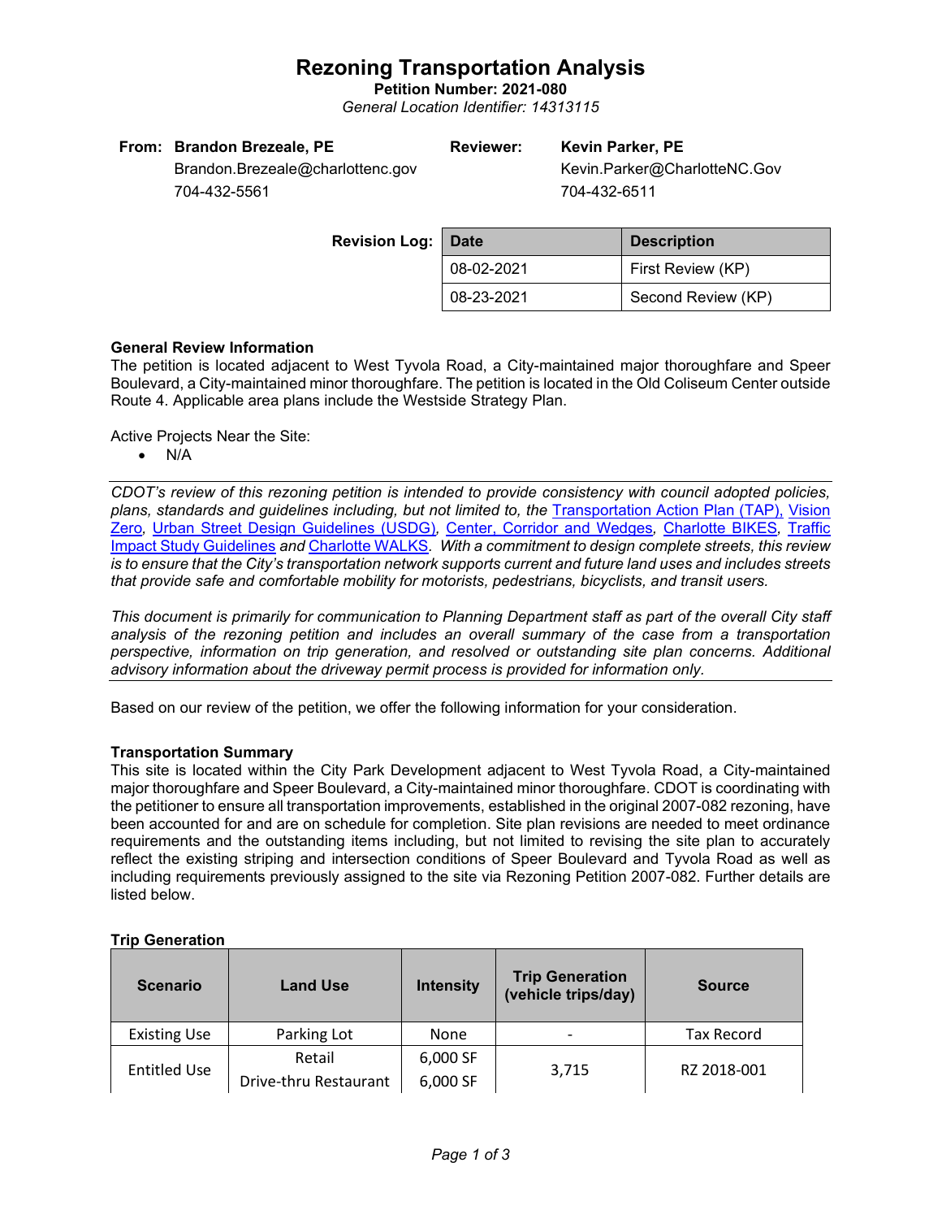# Rezoning Transportation Analysis

**Petition Number: 2021-080**

*General Location Identifier: 14313115*

**From: Brandon Brezeale, PE**
Brandon.Brezeale@charlottenc.gov
704-432-5561

**Reviewer: Kevin Parker, PE**
Kevin.Parker@CharlotteNC.Gov
704-432-6511

**Revision Log:**

| Date | Description |
|---|---|
| 08-02-2021 | First Review (KP) |
| 08-23-2021 | Second Review (KP) |

### General Review Information

The petition is located adjacent to West Tyvola Road, a City-maintained major thoroughfare and Speer Boulevard, a City-maintained minor thoroughfare. The petition is located in the Old Coliseum Center outside Route 4. Applicable area plans include the Westside Strategy Plan.

Active Projects Near the Site:

- N/A

*CDOT's review of this rezoning petition is intended to provide consistency with council adopted policies, plans, standards and guidelines including, but not limited to, the* Transportation Action Plan (TAP), Vision Zero, Urban Street Design Guidelines (USDG), Center, Corridor and Wedges, Charlotte BIKES, Traffic Impact Study Guidelines *and* Charlotte WALKS. *With a commitment to design complete streets, this review is to ensure that the City's transportation network supports current and future land uses and includes streets that provide safe and comfortable mobility for motorists, pedestrians, bicyclists, and transit users.*

*This document is primarily for communication to Planning Department staff as part of the overall City staff analysis of the rezoning petition and includes an overall summary of the case from a transportation perspective, information on trip generation, and resolved or outstanding site plan concerns. Additional advisory information about the driveway permit process is provided for information only.*

Based on our review of the petition, we offer the following information for your consideration.

### Transportation Summary

This site is located within the City Park Development adjacent to West Tyvola Road, a City-maintained major thoroughfare and Speer Boulevard, a City-maintained minor thoroughfare. CDOT is coordinating with the petitioner to ensure all transportation improvements, established in the original 2007-082 rezoning, have been accounted for and are on schedule for completion. Site plan revisions are needed to meet ordinance requirements and the outstanding items including, but not limited to, revising the site plan to accurately reflect the existing striping and intersection conditions of Speer Boulevard and Tyvola Road as well as including requirements previously assigned to the site via Rezoning Petition 2007-082. Further details are listed below.

### Trip Generation

| Scenario | Land Use | Intensity | Trip Generation (vehicle trips/day) | Source |
|---|---|---|---|---|
| Existing Use | Parking Lot | None | - | Tax Record |
| Entitled Use | Retail<br>Drive-thru Restaurant | 6,000 SF<br>6,000 SF | 3,715 | RZ 2018-001 |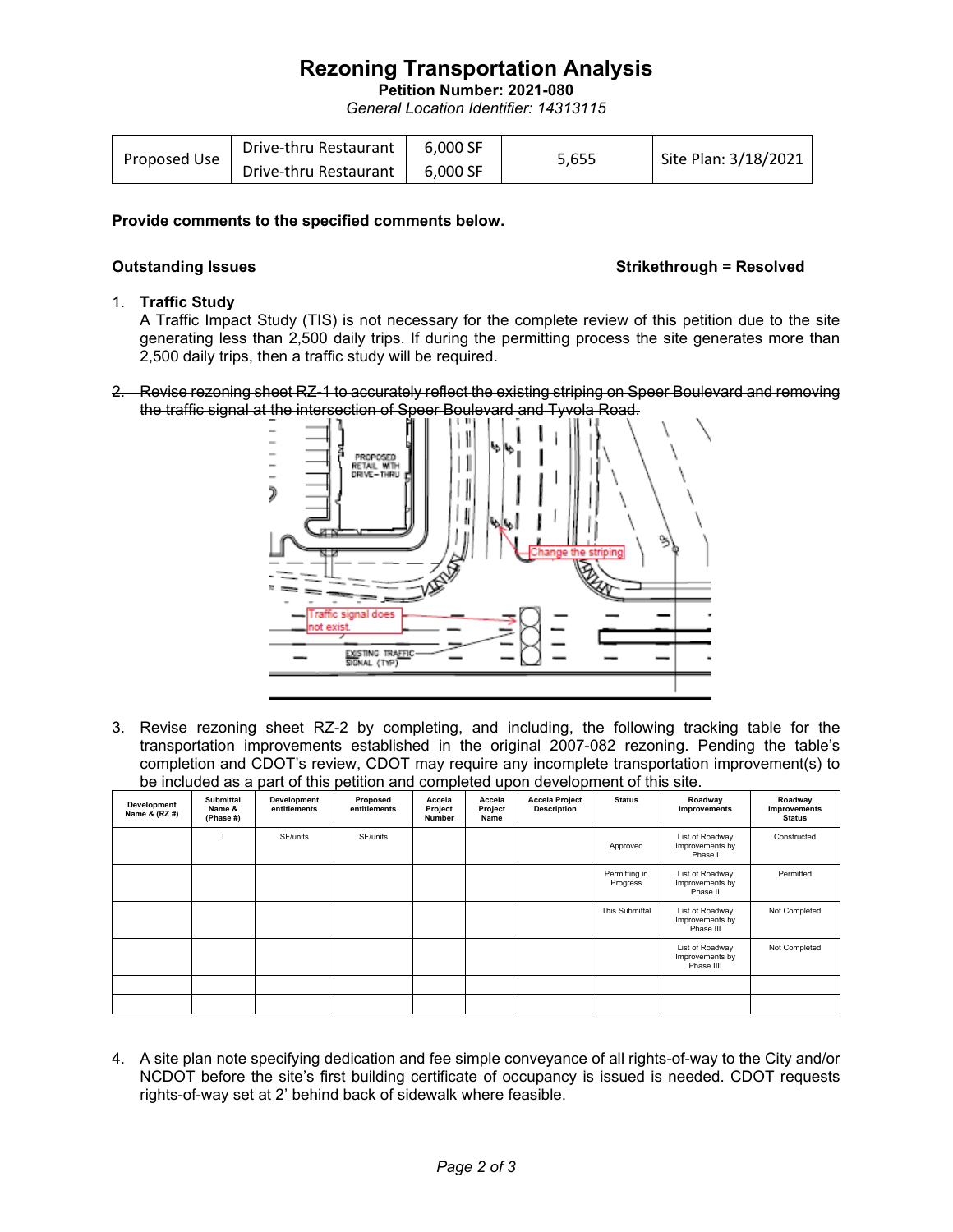# Rezoning Transportation Analysis

**Petition Number: 2021-080**

*General Location Identifier: 14313115*

| Proposed Use | Drive-thru Restaurant<br>Drive-thru Restaurant | 6,000 SF<br>6,000 SF | 5,655 | Site Plan: 3/18/2021 |
|---|---|---|---|---|

**Provide comments to the specified comments below.**

**Outstanding Issues** **~~Strikethrough~~ = Resolved**

1. **Traffic Study**
   A Traffic Impact Study (TIS) is not necessary for the complete review of this petition due to the site generating less than 2,500 daily trips. If during the permitting process the site generates more than 2,500 daily trips, then a traffic study will be required.

2. ~~Revise rezoning sheet RZ-1 to accurately reflect the existing striping on Speer Boulevard and removing the traffic signal at the intersection of Speer Boulevard and Tyvola Road.~~

3. Revise rezoning sheet RZ-2 by completing, and including, the following tracking table for the transportation improvements established in the original 2007-082 rezoning. Pending the table's completion and CDOT's review, CDOT may require any incomplete transportation improvement(s) to be included as a part of this petition and completed upon development of this site.

| Development Name & (RZ #) | Submittal Name & (Phase #) | Development entitlements | Proposed entitlements | Accela Project Number | Accela Project Name | Accela Project Description | Status | Roadway Improvements | Roadway Improvements Status |
|---|---|---|---|---|---|---|---|---|---|
| | I | SF/units | SF/units | | | | Approved | List of Roadway Improvements by Phase I | Constructed |
| | | | | | | | Permitting in Progress | List of Roadway Improvements by Phase II | Permitted |
| | | | | | | | This Submittal | List of Roadway Improvements by Phase III | Not Completed |
| | | | | | | | | List of Roadway Improvements by Phase IIII | Not Completed |
| | | | | | | | | | |
| | | | | | | | | | |

4. A site plan note specifying dedication and fee simple conveyance of all rights-of-way to the City and/or NCDOT before the site's first building certificate of occupancy is issued is needed. CDOT requests rights-of-way set at 2' behind back of sidewalk where feasible.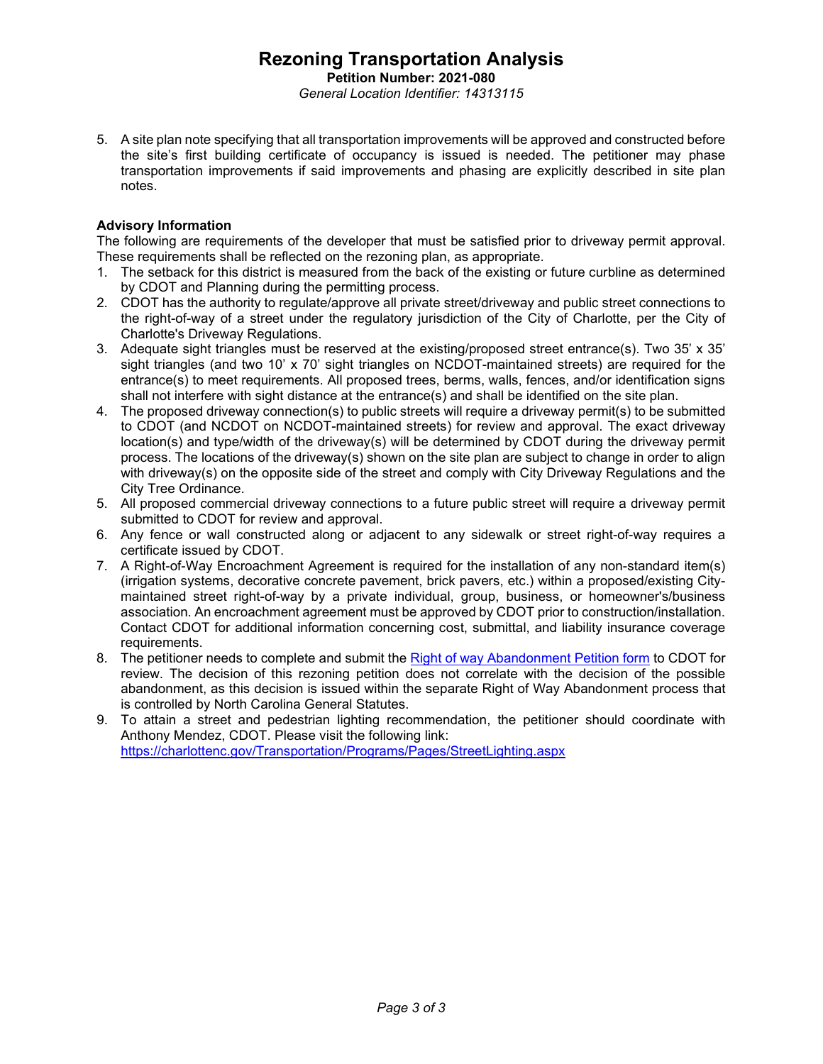5. A site plan note specifying that all transportation improvements will be approved and constructed before the site's first building certificate of occupancy is issued is needed. The petitioner may phase transportation improvements if said improvements and phasing are explicitly described in site plan notes.

**Advisory Information**

The following are requirements of the developer that must be satisfied prior to driveway permit approval. These requirements shall be reflected on the rezoning plan, as appropriate.

1. The setback for this district is measured from the back of the existing or future curbline as determined by CDOT and Planning during the permitting process.
2. CDOT has the authority to regulate/approve all private street/driveway and public street connections to the right-of-way of a street under the regulatory jurisdiction of the City of Charlotte, per the City of Charlotte's Driveway Regulations.
3. Adequate sight triangles must be reserved at the existing/proposed street entrance(s). Two 35' x 35' sight triangles (and two 10' x 70' sight triangles on NCDOT-maintained streets) are required for the entrance(s) to meet requirements. All proposed trees, berms, walls, fences, and/or identification signs shall not interfere with sight distance at the entrance(s) and shall be identified on the site plan.
4. The proposed driveway connection(s) to public streets will require a driveway permit(s) to be submitted to CDOT (and NCDOT on NCDOT-maintained streets) for review and approval. The exact driveway location(s) and type/width of the driveway(s) will be determined by CDOT during the driveway permit process. The locations of the driveway(s) shown on the site plan are subject to change in order to align with driveway(s) on the opposite side of the street and comply with City Driveway Regulations and the City Tree Ordinance.
5. All proposed commercial driveway connections to a future public street will require a driveway permit submitted to CDOT for review and approval.
6. Any fence or wall constructed along or adjacent to any sidewalk or street right-of-way requires a certificate issued by CDOT.
7. A Right-of-Way Encroachment Agreement is required for the installation of any non-standard item(s) (irrigation systems, decorative concrete pavement, brick pavers, etc.) within a proposed/existing City-maintained street right-of-way by a private individual, group, business, or homeowner's/business association. An encroachment agreement must be approved by CDOT prior to construction/installation. Contact CDOT for additional information concerning cost, submittal, and liability insurance coverage requirements.
8. The petitioner needs to complete and submit the Right of way Abandonment Petition form to CDOT for review. The decision of this rezoning petition does not correlate with the decision of the possible abandonment, as this decision is issued within the separate Right of Way Abandonment process that is controlled by North Carolina General Statutes.
9. To attain a street and pedestrian lighting recommendation, the petitioner should coordinate with Anthony Mendez, CDOT. Please visit the following link: https://charlottenc.gov/Transportation/Programs/Pages/StreetLighting.aspx